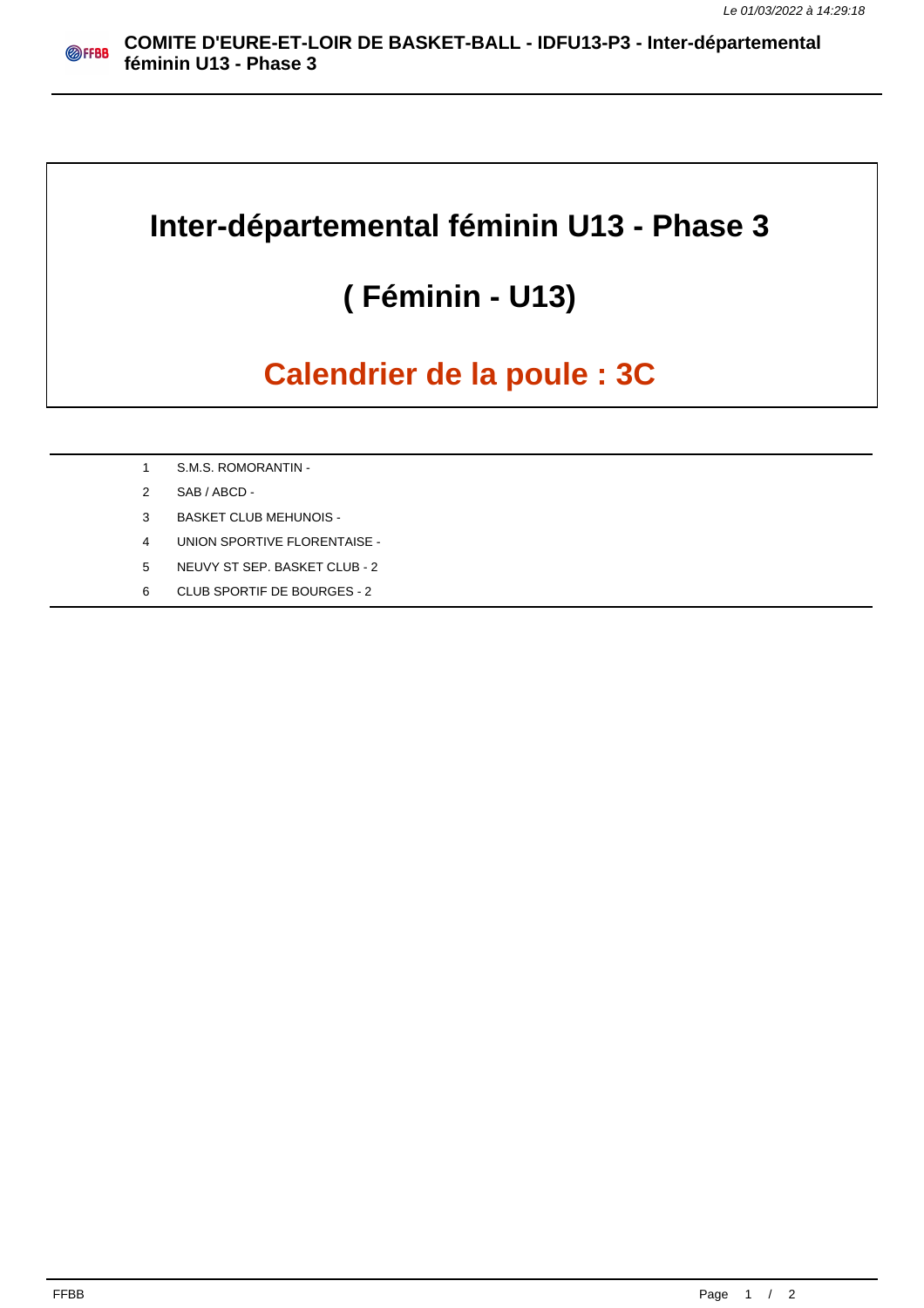# Inter-départemental féminin U13 - Phase 3

## ( Féminin - U13)

## Calendrier de la poule : 3C

| | |
|---|---|
| 1 | S.M.S. ROMORANTIN - |
| 2 | SAB / ABCD - |
| 3 | BASKET CLUB MEHUNOIS - |
| 4 | UNION SPORTIVE FLORENTAISE - |
| 5 | NEUVY ST SEP. BASKET CLUB - 2 |
| 6 | CLUB SPORTIF DE BOURGES - 2 |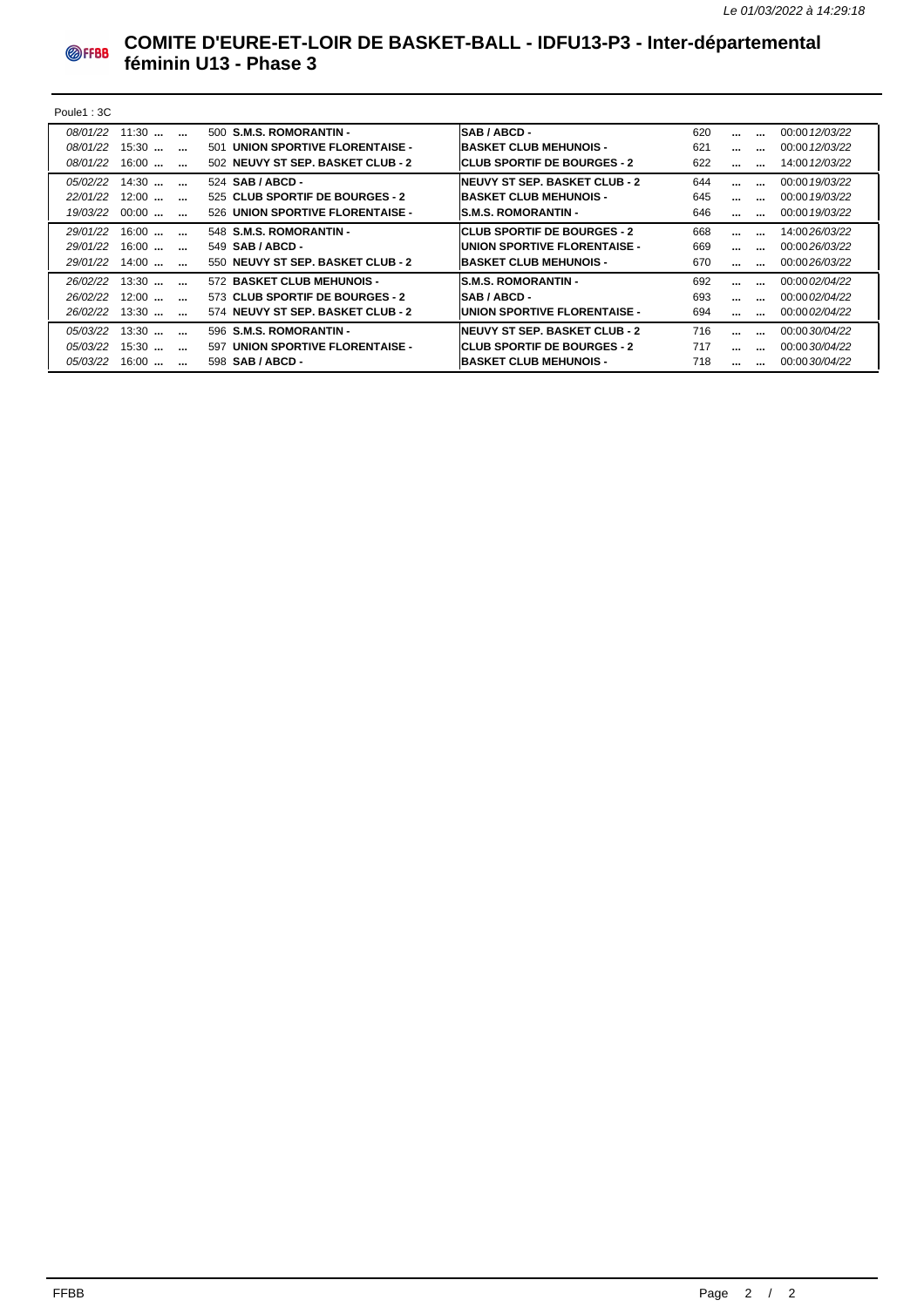# COMITE D'EURE-ET-LOIR DE BASKET-BALL - IDFU13-P3 - Inter-départemental féminin U13 - Phase 3

Le 01/03/2022 à 14:29:18

Poule1 : 3C

| | | | | | | | | | |
|---|---|---|---|---|---|---|---|---|---|
| 08/01/22 | 11:30 ... | ... | 500 | **S.M.S. ROMORANTIN -** | **SAB / ABCD -** | 620 | ... | ... | 00:00 12/03/22 |
| 08/01/22 | 15:30 ... | ... | 501 | **UNION SPORTIVE FLORENTAISE -** | **BASKET CLUB MEHUNOIS -** | 621 | ... | ... | 00:00 12/03/22 |
| 08/01/22 | 16:00 ... | ... | 502 | **NEUVY ST SEP. BASKET CLUB - 2** | **CLUB SPORTIF DE BOURGES - 2** | 622 | ... | ... | 14:00 12/03/22 |
| 05/02/22 | 14:30 ... | ... | 524 | **SAB / ABCD -** | **NEUVY ST SEP. BASKET CLUB - 2** | 644 | ... | ... | 00:00 19/03/22 |
| 22/01/22 | 12:00 ... | ... | 525 | **CLUB SPORTIF DE BOURGES - 2** | **BASKET CLUB MEHUNOIS -** | 645 | ... | ... | 00:00 19/03/22 |
| 19/03/22 | 00:00 ... | ... | 526 | **UNION SPORTIVE FLORENTAISE -** | **S.M.S. ROMORANTIN -** | 646 | ... | ... | 00:00 19/03/22 |
| 29/01/22 | 16:00 ... | ... | 548 | **S.M.S. ROMORANTIN -** | **CLUB SPORTIF DE BOURGES - 2** | 668 | ... | ... | 14:00 26/03/22 |
| 29/01/22 | 16:00 ... | ... | 549 | **SAB / ABCD -** | **UNION SPORTIVE FLORENTAISE -** | 669 | ... | ... | 00:00 26/03/22 |
| 29/01/22 | 14:00 ... | ... | 550 | **NEUVY ST SEP. BASKET CLUB - 2** | **BASKET CLUB MEHUNOIS -** | 670 | ... | ... | 00:00 26/03/22 |
| 26/02/22 | 13:30 ... | ... | 572 | **BASKET CLUB MEHUNOIS -** | **S.M.S. ROMORANTIN -** | 692 | ... | ... | 00:00 02/04/22 |
| 26/02/22 | 12:00 ... | ... | 573 | **CLUB SPORTIF DE BOURGES - 2** | **SAB / ABCD -** | 693 | ... | ... | 00:00 02/04/22 |
| 26/02/22 | 13:30 ... | ... | 574 | **NEUVY ST SEP. BASKET CLUB - 2** | **UNION SPORTIVE FLORENTAISE -** | 694 | ... | ... | 00:00 02/04/22 |
| 05/03/22 | 13:30 ... | ... | 596 | **S.M.S. ROMORANTIN -** | **NEUVY ST SEP. BASKET CLUB - 2** | 716 | ... | ... | 00:00 30/04/22 |
| 05/03/22 | 15:30 ... | ... | 597 | **UNION SPORTIVE FLORENTAISE -** | **CLUB SPORTIF DE BOURGES - 2** | 717 | ... | ... | 00:00 30/04/22 |
| 05/03/22 | 16:00 ... | ... | 598 | **SAB / ABCD -** | **BASKET CLUB MEHUNOIS -** | 718 | ... | ... | 00:00 30/04/22 |